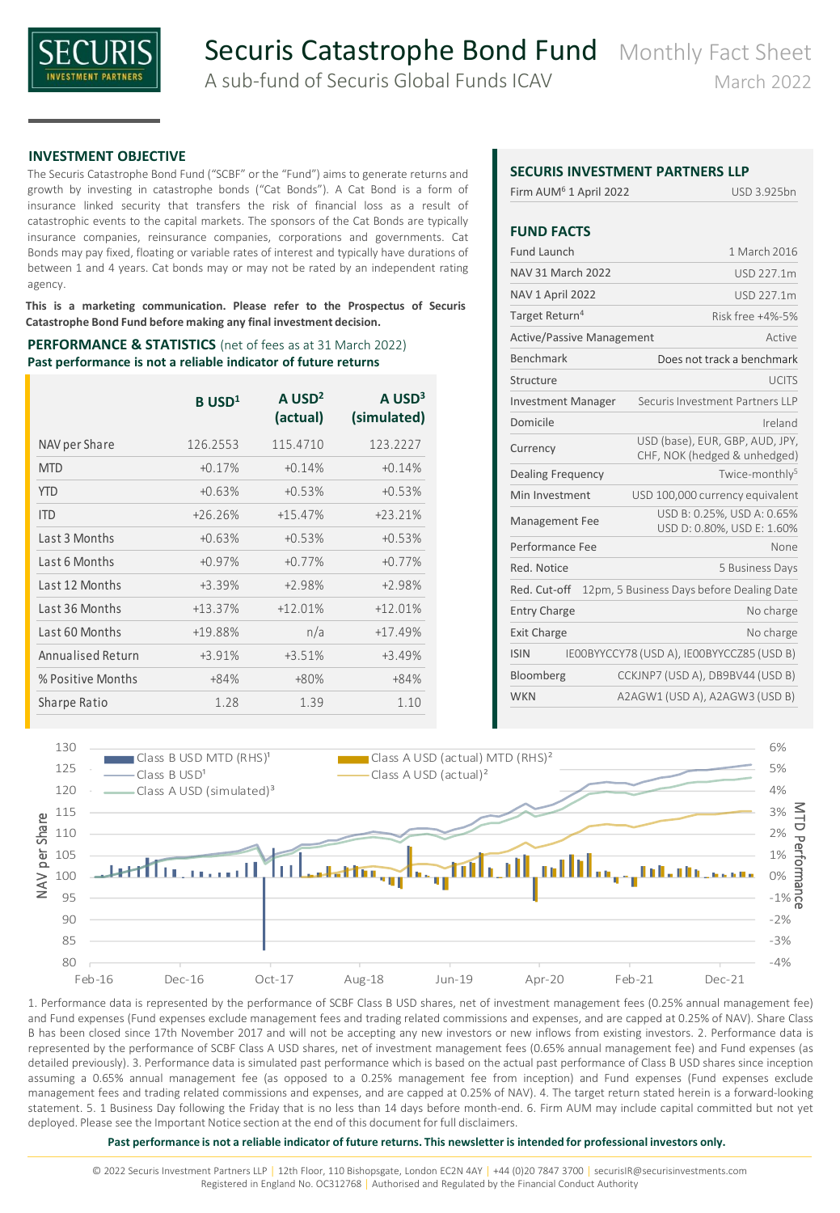# Securis Catastrophe Bond Fund

Monthly Fact Sheet

A sub-fund of Securis Global Funds ICAV

March 2022

## INVESTMENT OBJECTIVE

The Securis Catastrophe Bond Fund ("SCBF" or the "Fund") aims to generate returns and growth by investing in catastrophe bonds ("Cat Bonds"). A Cat Bond is a form of insurance linked security that transfers the risk of financial loss as a result of catastrophic events to the capital markets. The sponsors of the Cat Bonds are typically insurance companies, reinsurance companies, corporations and governments. Cat Bonds may pay fixed, floating or variable rates of interest and typically have durations of between 1 and 4 years. Cat bonds may or may not be rated by an independent rating agency.

**This is a marketing communication. Please refer to the Prospectus of Securis Catastrophe Bond Fund before making any final investment decision.**

## PERFORMANCE & STATISTICS (net of fees as at 31 March 2022)

**Past performance is not a reliable indicator of future returns**

| | B USD[1] | A USD[2] (actual) | A USD[3] (simulated) |
|---|---|---|---|
| NAV per Share | 126.2553 | 115.4710 | 123.2227 |
| MTD | +0.17% | +0.14% | +0.14% |
| YTD | +0.63% | +0.53% | +0.53% |
| ITD | +26.26% | +15.47% | +23.21% |
| Last 3 Months | +0.63% | +0.53% | +0.53% |
| Last 6 Months | +0.97% | +0.77% | +0.77% |
| Last 12 Months | +3.39% | +2.98% | +2.98% |
| Last 36 Months | +13.37% | +12.01% | +12.01% |
| Last 60 Months | +19.88% | n/a | +17.49% |
| Annualised Return | +3.91% | +3.51% | +3.49% |
| % Positive Months | +84% | +80% | +84% |
| Sharpe Ratio | 1.28 | 1.39 | 1.10 |

## SECURIS INVESTMENT PARTNERS LLP

| | |
|---|---|
| Firm AUM[6] 1 April 2022 | USD 3.925bn |

## FUND FACTS

| | |
|---|---|
| Fund Launch | 1 March 2016 |
| NAV 31 March 2022 | USD 227.1m |
| NAV 1 April 2022 | USD 227.1m |
| Target Return[4] | Risk free +4%-5% |
| Active/Passive Management | Active |
| Benchmark | Does not track a benchmark |
| Structure | UCITS |
| Investment Manager | Securis Investment Partners LLP |
| Domicile | Ireland |
| Currency | USD (base), EUR, GBP, AUD, JPY, CHF, NOK (hedged & unhedged) |
| Dealing Frequency | Twice-monthly[5] |
| Min Investment | USD 100,000 currency equivalent |
| Management Fee | USD B: 0.25%, USD A: 0.65% USD D: 0.80%, USD E: 1.60% |
| Performance Fee | None |
| Red. Notice | 5 Business Days |
| Red. Cut-off | 12pm, 5 Business Days before Dealing Date |
| Entry Charge | No charge |
| Exit Charge | No charge |
| ISIN | IE00BYYCCY78 (USD A), IE00BYYCCZ85 (USD B) |
| Bloomberg | CCKJNP7 (USD A), DB9BV44 (USD B) |
| WKN | A2AGW1 (USD A), A2AGW3 (USD B) |

1. Performance data is represented by the performance of SCBF Class B USD shares, net of investment management fees (0.25% annual management fee) and Fund expenses (Fund expenses exclude management fees and trading related commissions and expenses, and are capped at 0.25% of NAV). Share Class B has been closed since 17th November 2017 and will not be accepting any new investors or new inflows from existing investors. 2. Performance data is represented by the performance of SCBF Class A USD shares, net of investment management fees (0.65% annual management fee) and Fund expenses (as detailed previously). 3. Performance data is simulated past performance which is based on the actual past performance of Class B USD shares since inception assuming a 0.65% annual management fee (as opposed to a 0.25% management fee from inception) and Fund expenses (Fund expenses exclude management fees and trading related commissions and expenses, and are capped at 0.25% of NAV). 4. The target return stated herein is a forward-looking statement. 5. 1 Business Day following the Friday that is no less than 14 days before month-end. 6. Firm AUM may include capital committed but not yet deployed. Please see the Important Notice section at the end of this document for full disclaimers.

**Past performance is not a reliable indicator of future returns. This newsletter is intended for professional investors only.**

© 2022 Securis Investment Partners LLP | 12th Floor, 110 Bishopsgate, London EC2N 4AY | +44 (0)20 7847 3700 | securisIR@securisinvestments.com
Registered in England No. OC312768 | Authorised and Regulated by the Financial Conduct Authority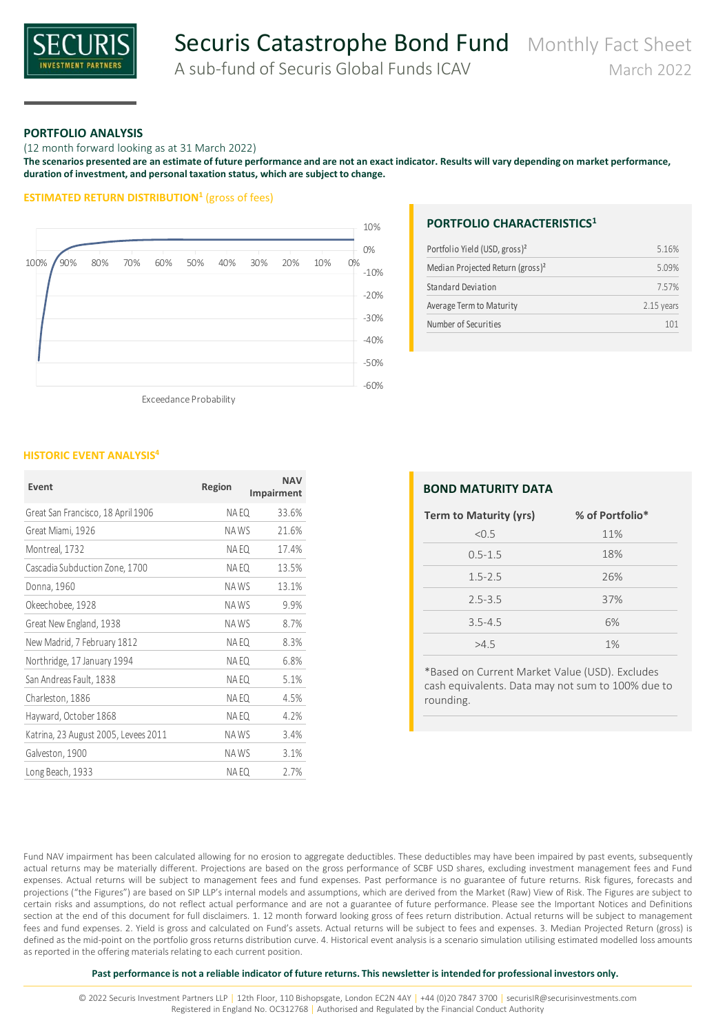## PORTFOLIO ANALYSIS

(12 month forward looking as at 31 March 2022)

**The scenarios presented are an estimate of future performance and are not an exact indicator. Results will vary depending on market performance, duration of investment, and personal taxation status, which are subject to change.**

### ESTIMATED RETURN DISTRIBUTION[1] (gross of fees)

10%
0%
-10%
-20%
-30%
-40%
-50%
-60%

100% 90% 80% 70% 60% 50% 40% 30% 20% 10% 0%

Exceedance Probability

### PORTFOLIO CHARACTERISTICS[1]

| | |
|---|---|
| Portfolio Yield (USD, gross)[2] | 5.16% |
| Median Projected Return (gross)[2] | 5.09% |
| Standard Deviation | 7.57% |
| Average Term to Maturity | 2.15 years |
| Number of Securities | 101 |

### HISTORIC EVENT ANALYSIS[4]

| Event | Region | NAV Impairment |
|---|---|---|
| Great San Francisco, 18 April 1906 | NA EQ | 33.6% |
| Great Miami, 1926 | NA WS | 21.6% |
| Montreal, 1732 | NA EQ | 17.4% |
| Cascadia Subduction Zone, 1700 | NA EQ | 13.5% |
| Donna, 1960 | NA WS | 13.1% |
| Okeechobee, 1928 | NA WS | 9.9% |
| Great New England, 1938 | NA WS | 8.7% |
| New Madrid, 7 February 1812 | NA EQ | 8.3% |
| Northridge, 17 January 1994 | NA EQ | 6.8% |
| San Andreas Fault, 1838 | NA EQ | 5.1% |
| Charleston, 1886 | NA EQ | 4.5% |
| Hayward, October 1868 | NA EQ | 4.2% |
| Katrina, 23 August 2005, Levees 2011 | NA WS | 3.4% |
| Galveston, 1900 | NA WS | 3.1% |
| Long Beach, 1933 | NA EQ | 2.7% |

### BOND MATURITY DATA

| Term to Maturity (yrs) | % of Portfolio* |
|---|---|
| <0.5 | 11% |
| 0.5-1.5 | 18% |
| 1.5-2.5 | 26% |
| 2.5-3.5 | 37% |
| 3.5-4.5 | 6% |
| >4.5 | 1% |

*Based on Current Market Value (USD). Excludes cash equivalents. Data may not sum to 100% due to rounding.

Fund NAV impairment has been calculated allowing for no erosion to aggregate deductibles. These deductibles may have been impaired by past events, subsequently actual returns may be materially different. Projections are based on the gross performance of SCBF USD shares, excluding investment management fees and Fund expenses. Actual returns will be subject to management fees and fund expenses. Past performance is no guarantee of future returns. Risk figures, forecasts and projections ("the Figures") are based on SIP LLP's internal models and assumptions, which are derived from the Market (Raw) View of Risk. The Figures are subject to certain risks and assumptions, do not reflect actual performance and are not a guarantee of future performance. Please see the Important Notices and Definitions section at the end of this document for full disclaimers. 1. 12 month forward looking gross of fees return distribution. Actual returns will be subject to management fees and fund expenses. 2. Yield is gross and calculated on Fund's assets. Actual returns will be subject to fees and expenses. 3. Median Projected Return (gross) is defined as the mid-point on the portfolio gross returns distribution curve. 4. Historical event analysis is a scenario simulation utilising estimated modelled loss amounts as reported in the offering materials relating to each current position.

**Past performance is not a reliable indicator of future returns. This newsletter is intended for professional investors only.**

© 2022 Securis Investment Partners LLP | 12th Floor, 110 Bishopsgate, London EC2N 4AY | +44 (0)20 7847 3700 | securisIR@securisinvestments.com
Registered in England No. OC312768 | Authorised and Regulated by the Financial Conduct Authority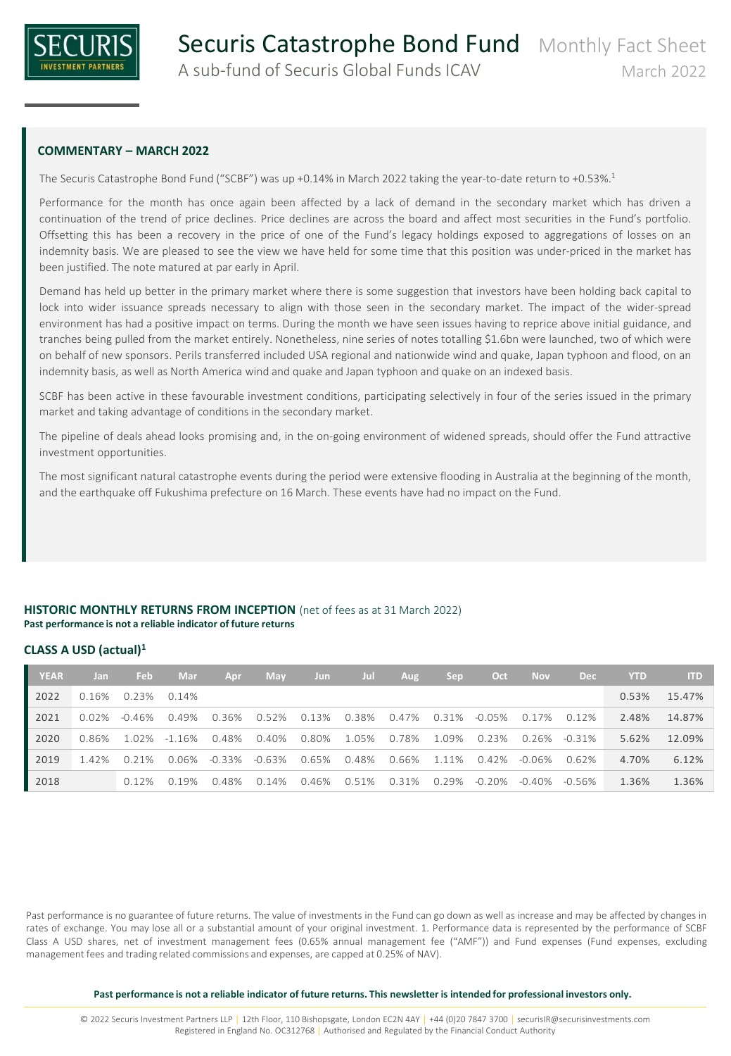# Securis Catastrophe Bond Fund

A sub-fund of Securis Global Funds ICAV

Monthly Fact Sheet

March 2022

## COMMENTARY – MARCH 2022

The Securis Catastrophe Bond Fund ("SCBF") was up +0.14% in March 2022 taking the year-to-date return to +0.53%.[1]

Performance for the month has once again been affected by a lack of demand in the secondary market which has driven a continuation of the trend of price declines. Price declines are across the board and affect most securities in the Fund's portfolio. Offsetting this has been a recovery in the price of one of the Fund's legacy holdings exposed to aggregations of losses on an indemnity basis. We are pleased to see the view we have held for some time that this position was under-priced in the market has been justified. The note matured at par early in April.

Demand has held up better in the primary market where there is some suggestion that investors have been holding back capital to lock into wider issuance spreads necessary to align with those seen in the secondary market. The impact of the wider-spread environment has had a positive impact on terms. During the month we have seen issues having to reprice above initial guidance, and tranches being pulled from the market entirely. Nonetheless, nine series of notes totalling $1.6bn were launched, two of which were on behalf of new sponsors. Perils transferred included USA regional and nationwide wind and quake, Japan typhoon and flood, on an indemnity basis, as well as North America wind and quake and Japan typhoon and quake on an indexed basis.

SCBF has been active in these favourable investment conditions, participating selectively in four of the series issued in the primary market and taking advantage of conditions in the secondary market.

The pipeline of deals ahead looks promising and, in the on-going environment of widened spreads, should offer the Fund attractive investment opportunities.

The most significant natural catastrophe events during the period were extensive flooding in Australia at the beginning of the month, and the earthquake off Fukushima prefecture on 16 March. These events have had no impact on the Fund.

## HISTORIC MONTHLY RETURNS FROM INCEPTION (net of fees as at 31 March 2022)

**Past performance is not a reliable indicator of future returns**

### CLASS A USD (actual)[1]

| YEAR | Jan | Feb | Mar | Apr | May | Jun | Jul | Aug | Sep | Oct | Nov | Dec | YTD | ITD |
|---|---|---|---|---|---|---|---|---|---|---|---|---|---|---|
| 2022 | 0.16% | 0.23% | 0.14% | | | | | | | | | | 0.53% | 15.47% |
| 2021 | 0.02% | -0.46% | 0.49% | 0.36% | 0.52% | 0.13% | 0.38% | 0.47% | 0.31% | -0.05% | 0.17% | 0.12% | 2.48% | 14.87% |
| 2020 | 0.86% | 1.02% | -1.16% | 0.48% | 0.40% | 0.80% | 1.05% | 0.78% | 1.09% | 0.23% | 0.26% | -0.31% | 5.62% | 12.09% |
| 2019 | 1.42% | 0.21% | 0.06% | -0.33% | -0.63% | 0.65% | 0.48% | 0.66% | 1.11% | 0.42% | -0.06% | 0.62% | 4.70% | 6.12% |
| 2018 | | 0.12% | 0.19% | 0.48% | 0.14% | 0.46% | 0.51% | 0.31% | 0.29% | -0.20% | -0.40% | -0.56% | 1.36% | 1.36% |

Past performance is no guarantee of future returns. The value of investments in the Fund can go down as well as increase and may be affected by changes in rates of exchange. You may lose all or a substantial amount of your original investment. 1. Performance data is represented by the performance of SCBF Class A USD shares, net of investment management fees (0.65% annual management fee ("AMF")) and Fund expenses (Fund expenses, excluding management fees and trading related commissions and expenses, are capped at 0.25% of NAV).

**Past performance is not a reliable indicator of future returns. This newsletter is intended for professional investors only.**

© 2022 Securis Investment Partners LLP | 12th Floor, 110 Bishopsgate, London EC2N 4AY | +44 (0)20 7847 3700 | securisIR@securisinvestments.com
Registered in England No. OC312768 | Authorised and Regulated by the Financial Conduct Authority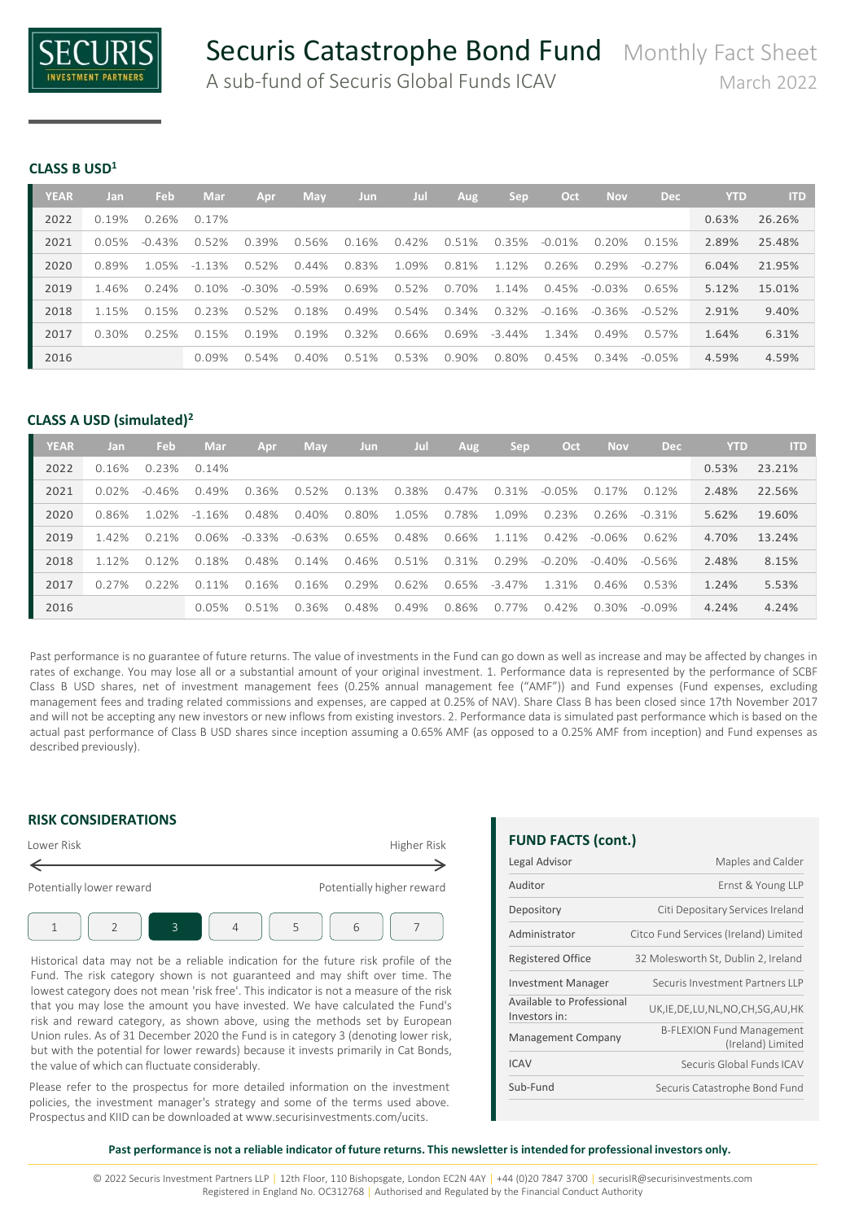### CLASS B USD[1]

| YEAR | Jan | Feb | Mar | Apr | May | Jun | Jul | Aug | Sep | Oct | Nov | Dec | YTD | ITD |
|---|---|---|---|---|---|---|---|---|---|---|---|---|---|---|
| 2022 | 0.19% | 0.26% | 0.17% | | | | | | | | | | 0.63% | 26.26% |
| 2021 | 0.05% | -0.43% | 0.52% | 0.39% | 0.56% | 0.16% | 0.42% | 0.51% | 0.35% | -0.01% | 0.20% | 0.15% | 2.89% | 25.48% |
| 2020 | 0.89% | 1.05% | -1.13% | 0.52% | 0.44% | 0.83% | 1.09% | 0.81% | 1.12% | 0.26% | 0.29% | -0.27% | 6.04% | 21.95% |
| 2019 | 1.46% | 0.24% | 0.10% | -0.30% | -0.59% | 0.69% | 0.52% | 0.70% | 1.14% | 0.45% | -0.03% | 0.65% | 5.12% | 15.01% |
| 2018 | 1.15% | 0.15% | 0.23% | 0.52% | 0.18% | 0.49% | 0.54% | 0.34% | 0.32% | -0.16% | -0.36% | -0.52% | 2.91% | 9.40% |
| 2017 | 0.30% | 0.25% | 0.15% | 0.19% | 0.19% | 0.32% | 0.66% | 0.69% | -3.44% | 1.34% | 0.49% | 0.57% | 1.64% | 6.31% |
| 2016 | | | 0.09% | 0.54% | 0.40% | 0.51% | 0.53% | 0.90% | 0.80% | 0.45% | 0.34% | -0.05% | 4.59% | 4.59% |

### CLASS A USD (simulated)[2]

| YEAR | Jan | Feb | Mar | Apr | May | Jun | Jul | Aug | Sep | Oct | Nov | Dec | YTD | ITD |
|---|---|---|---|---|---|---|---|---|---|---|---|---|---|---|
| 2022 | 0.16% | 0.23% | 0.14% | | | | | | | | | | 0.53% | 23.21% |
| 2021 | 0.02% | -0.46% | 0.49% | 0.36% | 0.52% | 0.13% | 0.38% | 0.47% | 0.31% | -0.05% | 0.17% | 0.12% | 2.48% | 22.56% |
| 2020 | 0.86% | 1.02% | -1.16% | 0.48% | 0.40% | 0.80% | 1.05% | 0.78% | 1.09% | 0.23% | 0.26% | -0.31% | 5.62% | 19.60% |
| 2019 | 1.42% | 0.21% | 0.06% | -0.33% | -0.63% | 0.65% | 0.48% | 0.66% | 1.11% | 0.42% | -0.06% | 0.62% | 4.70% | 13.24% |
| 2018 | 1.12% | 0.12% | 0.18% | 0.48% | 0.14% | 0.46% | 0.51% | 0.31% | 0.29% | -0.20% | -0.40% | -0.56% | 2.48% | 8.15% |
| 2017 | 0.27% | 0.22% | 0.11% | 0.16% | 0.16% | 0.29% | 0.62% | 0.65% | -3.47% | 1.31% | 0.46% | 0.53% | 1.24% | 5.53% |
| 2016 | | | 0.05% | 0.51% | 0.36% | 0.48% | 0.49% | 0.86% | 0.77% | 0.42% | 0.30% | -0.09% | 4.24% | 4.24% |

Past performance is no guarantee of future returns. The value of investments in the Fund can go down as well as increase and may be affected by changes in rates of exchange. You may lose all or a substantial amount of your original investment. 1. Performance data is represented by the performance of SCBF Class B USD shares, net of investment management fees (0.25% annual management fee ("AMF")) and Fund expenses (Fund expenses, excluding management fees and trading related commissions and expenses, are capped at 0.25% of NAV). Share Class B has been closed since 17th November 2017 and will not be accepting any new investors or new inflows from existing investors. 2. Performance data is simulated past performance which is based on the actual past performance of Class B USD shares since inception assuming a 0.65% AMF (as opposed to a 0.25% AMF from inception) and Fund expenses as described previously).

### RISK CONSIDERATIONS

Lower Risk — Higher Risk

Potentially lower reward — Potentially higher reward

1 | 2 | **3** | 4 | 5 | 6 | 7

Historical data may not be a reliable indication for the future risk profile of the Fund. The risk category shown is not guaranteed and may shift over time. The lowest category does not mean 'risk free'. This indicator is not a measure of the risk that you may lose the amount you have invested. We have calculated the Fund's risk and reward category, as shown above, using the methods set by European Union rules. As of 31 December 2020 the Fund is in category 3 (denoting lower risk, but with the potential for lower rewards) because it invests primarily in Cat Bonds, the value of which can fluctuate considerably.

Please refer to the prospectus for more detailed information on the investment policies, the investment manager's strategy and some of the terms used above. Prospectus and KIID can be downloaded at www.securisinvestments.com/ucits.

### FUND FACTS (cont.)

| | |
|---|---|
| Legal Advisor | Maples and Calder |
| Auditor | Ernst & Young LLP |
| Depository | Citi Depositary Services Ireland |
| Administrator | Citco Fund Services (Ireland) Limited |
| Registered Office | 32 Molesworth St, Dublin 2, Ireland |
| Investment Manager | Securis Investment Partners LLP |
| Available to Professional Investors in: | UK,IE,DE,LU,NL,NO,CH,SG,AU,HK |
| Management Company | B-FLEXION Fund Management (Ireland) Limited |
| ICAV | Securis Global Funds ICAV |
| Sub-Fund | Securis Catastrophe Bond Fund |

**Past performance is not a reliable indicator of future returns. This newsletter is intended for professional investors only.**

© 2022 Securis Investment Partners LLP | 12th Floor, 110 Bishopsgate, London EC2N 4AY | +44 (0)20 7847 3700 | securisIR@securisinvestments.com
Registered in England No. OC312768 | Authorised and Regulated by the Financial Conduct Authority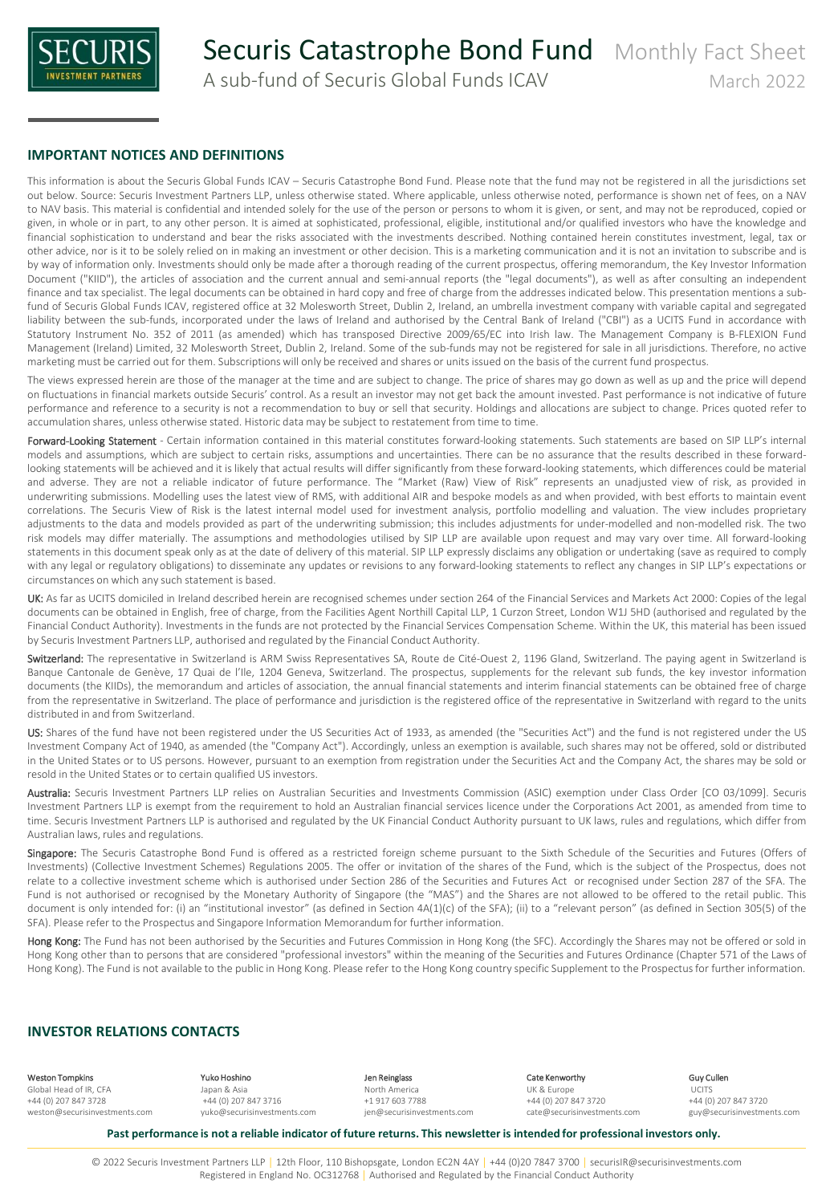# Securis Catastrophe Bond Fund

A sub-fund of Securis Global Funds ICAV

Monthly Fact Sheet

March 2022

## IMPORTANT NOTICES AND DEFINITIONS

This information is about the Securis Global Funds ICAV – Securis Catastrophe Bond Fund. Please note that the fund may not be registered in all the jurisdictions set out below. Source: Securis Investment Partners LLP, unless otherwise stated. Where applicable, unless otherwise noted, performance is shown net of fees, on a NAV to NAV basis. This material is confidential and intended solely for the use of the person or persons to whom it is given, or sent, and may not be reproduced, copied or given, in whole or in part, to any other person. It is aimed at sophisticated, professional, eligible, institutional and/or qualified investors who have the knowledge and financial sophistication to understand and bear the risks associated with the investments described. Nothing contained herein constitutes investment, legal, tax or other advice, nor is it to be solely relied on in making an investment or other decision. This is a marketing communication and it is not an invitation to subscribe and is by way of information only. Investments should only be made after a thorough reading of the current prospectus, offering memorandum, the Key Investor Information Document ("KIID"), the articles of association and the current annual and semi-annual reports (the "legal documents"), as well as after consulting an independent finance and tax specialist. The legal documents can be obtained in hard copy and free of charge from the addresses indicated below. This presentation mentions a sub-fund of Securis Global Funds ICAV, registered office at 32 Molesworth Street, Dublin 2, Ireland, an umbrella investment company with variable capital and segregated liability between the sub-funds, incorporated under the laws of Ireland and authorised by the Central Bank of Ireland ("CBI") as a UCITS Fund in accordance with Statutory Instrument No. 352 of 2011 (as amended) which has transposed Directive 2009/65/EC into Irish law. The Management Company is B-FLEXION Fund Management (Ireland) Limited, 32 Molesworth Street, Dublin 2, Ireland. Some of the sub-funds may not be registered for sale in all jurisdictions. Therefore, no active marketing must be carried out for them. Subscriptions will only be received and shares or units issued on the basis of the current fund prospectus.

The views expressed herein are those of the manager at the time and are subject to change. The price of shares may go down as well as up and the price will depend on fluctuations in financial markets outside Securis' control. As a result an investor may not get back the amount invested. Past performance is not indicative of future performance and reference to a security is not a recommendation to buy or sell that security. Holdings and allocations are subject to change. Prices quoted refer to accumulation shares, unless otherwise stated. Historic data may be subject to restatement from time to time.

**Forward-Looking Statement** - Certain information contained in this material constitutes forward-looking statements. Such statements are based on SIP LLP's internal models and assumptions, which are subject to certain risks, assumptions and uncertainties. There can be no assurance that the results described in these forward-looking statements will be achieved and it is likely that actual results will differ significantly from these forward-looking statements, which differences could be material and adverse. They are not a reliable indicator of future performance. The "Market (Raw) View of Risk" represents an unadjusted view of risk, as provided in underwriting submissions. Modelling uses the latest view of RMS, with additional AIR and bespoke models as and when provided, with best efforts to maintain event correlations. The Securis View of Risk is the latest internal model used for investment analysis, portfolio modelling and valuation. The view includes proprietary adjustments to the data and models provided as part of the underwriting submission; this includes adjustments for under-modelled and non-modelled risk. The two risk models may differ materially. The assumptions and methodologies utilised by SIP LLP are available upon request and may vary over time. All forward-looking statements in this document speak only as at the date of delivery of this material. SIP LLP expressly disclaims any obligation or undertaking (save as required to comply with any legal or regulatory obligations) to disseminate any updates or revisions to any forward-looking statements to reflect any changes in SIP LLP's expectations or circumstances on which any such statement is based.

**UK:** As far as UCITS domiciled in Ireland described herein are recognised schemes under section 264 of the Financial Services and Markets Act 2000: Copies of the legal documents can be obtained in English, free of charge, from the Facilities Agent Northill Capital LLP, 1 Curzon Street, London W1J 5HD (authorised and regulated by the Financial Conduct Authority). Investments in the funds are not protected by the Financial Services Compensation Scheme. Within the UK, this material has been issued by Securis Investment Partners LLP, authorised and regulated by the Financial Conduct Authority.

**Switzerland:** The representative in Switzerland is ARM Swiss Representatives SA, Route de Cité-Ouest 2, 1196 Gland, Switzerland. The paying agent in Switzerland is Banque Cantonale de Genève, 17 Quai de l'Ile, 1204 Geneva, Switzerland. The prospectus, supplements for the relevant sub funds, the key investor information documents (the KIIDs), the memorandum and articles of association, the annual financial statements and interim financial statements can be obtained free of charge from the representative in Switzerland. The place of performance and jurisdiction is the registered office of the representative in Switzerland with regard to the units distributed in and from Switzerland.

**US:** Shares of the fund have not been registered under the US Securities Act of 1933, as amended (the "Securities Act") and the fund is not registered under the US Investment Company Act of 1940, as amended (the "Company Act"). Accordingly, unless an exemption is available, such shares may not be offered, sold or distributed in the United States or to US persons. However, pursuant to an exemption from registration under the Securities Act and the Company Act, the shares may be sold or resold in the United States or to certain qualified US investors.

**Australia:** Securis Investment Partners LLP relies on Australian Securities and Investments Commission (ASIC) exemption under Class Order [CO 03/1099]. Securis Investment Partners LLP is exempt from the requirement to hold an Australian financial services licence under the Corporations Act 2001, as amended from time to time. Securis Investment Partners LLP is authorised and regulated by the UK Financial Conduct Authority pursuant to UK laws, rules and regulations, which differ from Australian laws, rules and regulations.

**Singapore:** The Securis Catastrophe Bond Fund is offered as a restricted foreign scheme pursuant to the Sixth Schedule of the Securities and Futures (Offers of Investments) (Collective Investment Schemes) Regulations 2005. The offer or invitation of the shares of the Fund, which is the subject of the Prospectus, does not relate to a collective investment scheme which is authorised under Section 286 of the Securities and Futures Act or recognised under Section 287 of the SFA. The Fund is not authorised or recognised by the Monetary Authority of Singapore (the "MAS") and the Shares are not allowed to be offered to the retail public. This document is only intended for: (i) an "institutional investor" (as defined in Section 4A(1)(c) of the SFA); (ii) to a "relevant person" (as defined in Section 305(5) of the SFA). Please refer to the Prospectus and Singapore Information Memorandum for further information.

**Hong Kong:** The Fund has not been authorised by the Securities and Futures Commission in Hong Kong (the SFC). Accordingly the Shares may not be offered or sold in Hong Kong other than to persons that are considered "professional investors" within the meaning of the Securities and Futures Ordinance (Chapter 571 of the Laws of Hong Kong). The Fund is not available to the public in Hong Kong. Please refer to the Hong Kong country specific Supplement to the Prospectus for further information.

## INVESTOR RELATIONS CONTACTS

**Weston Tompkins**
Global Head of IR, CFA
+44 (0) 207 847 3728
weston@securisinvestments.com

**Yuko Hoshino**
Japan & Asia
+44 (0) 207 847 3716
yuko@securisinvestments.com

**Jen Reinglass**
North America
+1 917 603 7788
jen@securisinvestments.com

**Cate Kenworthy**
UK & Europe
+44 (0) 207 847 3720
cate@securisinvestments.com

**Guy Cullen**
UCITS
+44 (0) 207 847 3720
guy@securisinvestments.com

**Past performance is not a reliable indicator of future returns. This newsletter is intended for professional investors only.**

© 2022 Securis Investment Partners LLP | 12th Floor, 110 Bishopsgate, London EC2N 4AY | +44 (0)20 7847 3700 | securisIR@securisinvestments.com
Registered in England No. OC312768 | Authorised and Regulated by the Financial Conduct Authority